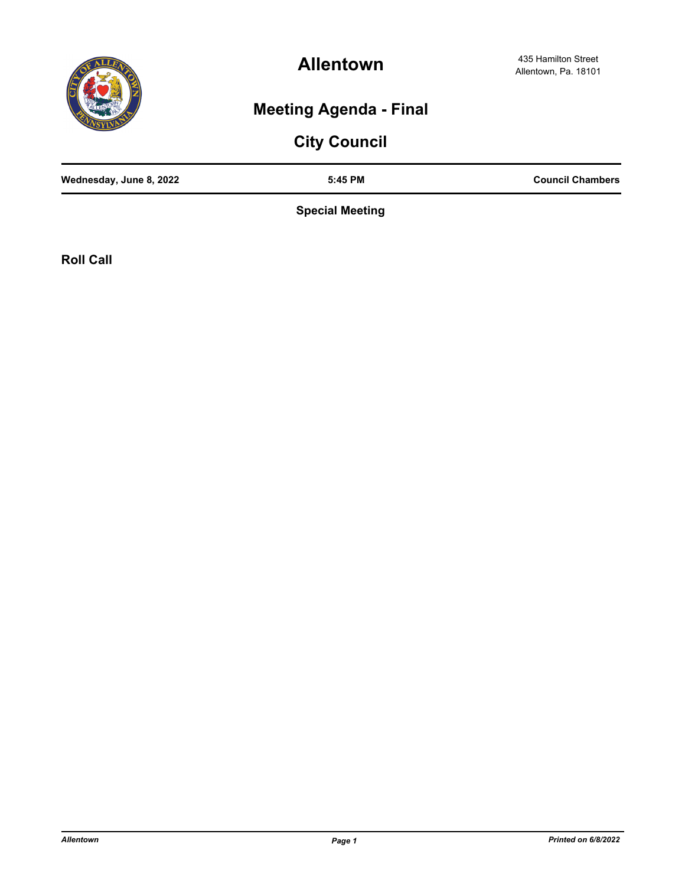# Allentown

435 Hamilton Street
Allentown, Pa. 18101

## Meeting Agenda - Final

## City Council

| Wednesday, June 8, 2022 | 5:45 PM | Council Chambers |
| --- | --- | --- |

### Special Meeting

### Roll Call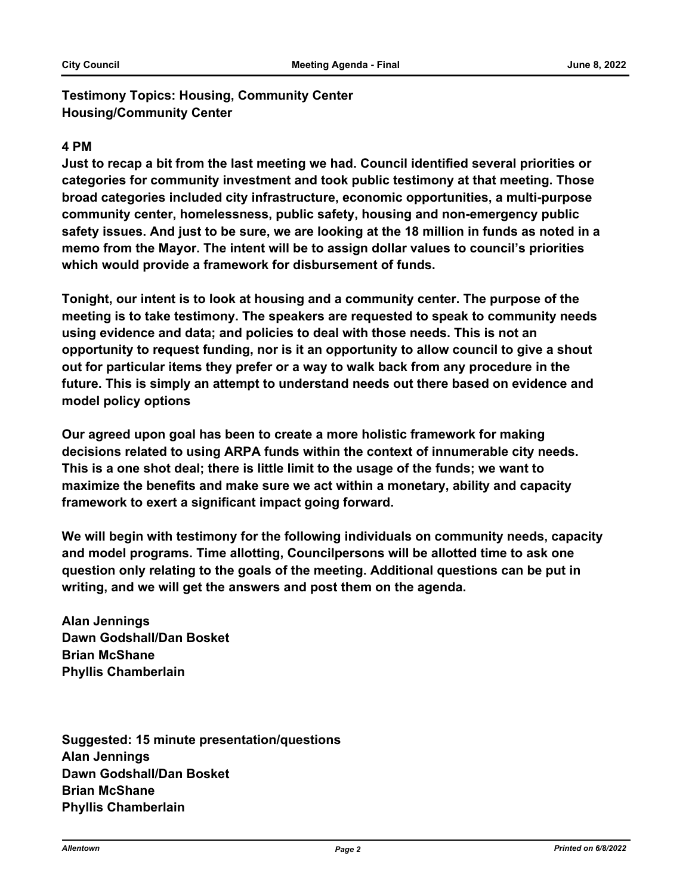**Testimony Topics: Housing, Community Center**
**Housing/Community Center**

**4 PM**

**Just to recap a bit from the last meeting we had. Council identified several priorities or categories for community investment and took public testimony at that meeting. Those broad categories included city infrastructure, economic opportunities, a multi-purpose community center, homelessness, public safety, housing and non-emergency public safety issues. And just to be sure, we are looking at the 18 million in funds as noted in a memo from the Mayor. The intent will be to assign dollar values to council's priorities which would provide a framework for disbursement of funds.**

**Tonight, our intent is to look at housing and a community center. The purpose of the meeting is to take testimony. The speakers are requested to speak to community needs using evidence and data; and policies to deal with those needs. This is not an opportunity to request funding, nor is it an opportunity to allow council to give a shout out for particular items they prefer or a way to walk back from any procedure in the future. This is simply an attempt to understand needs out there based on evidence and model policy options**

**Our agreed upon goal has been to create a more holistic framework for making decisions related to using ARPA funds within the context of innumerable city needs. This is a one shot deal; there is little limit to the usage of the funds; we want to maximize the benefits and make sure we act within a monetary, ability and capacity framework to exert a significant impact going forward.**

**We will begin with testimony for the following individuals on community needs, capacity and model programs. Time allotting, Councilpersons will be allotted time to ask one question only relating to the goals of the meeting. Additional questions can be put in writing, and we will get the answers and post them on the agenda.**

**Alan Jennings**
**Dawn Godshall/Dan Bosket**
**Brian McShane**
**Phyllis Chamberlain**

**Suggested: 15 minute presentation/questions**
**Alan Jennings**
**Dawn Godshall/Dan Bosket**
**Brian McShane**
**Phyllis Chamberlain**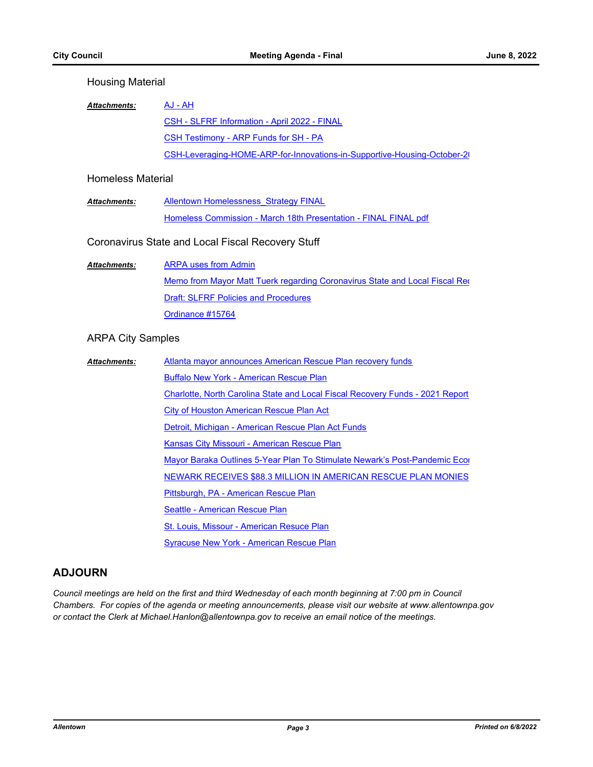Housing Material

***Attachments:*** AJ - AH
CSH - SLFRF Information - April 2022 - FINAL
CSH Testimony - ARP Funds for SH - PA
CSH-Leveraging-HOME-ARP-for-Innovations-in-Supportive-Housing-October-2(

Homeless Material

***Attachments:*** Allentown Homelessness_Strategy FINAL
Homeless Commission - March 18th Presentation - FINAL FINAL pdf

Coronavirus State and Local Fiscal Recovery Stuff

***Attachments:*** ARPA uses from Admin
Memo from Mayor Matt Tuerk regarding Coronavirus State and Local Fiscal Re(
Draft: SLFRF Policies and Procedures
Ordinance #15764

ARPA City Samples

***Attachments:*** Atlanta mayor announces American Rescue Plan recovery funds
Buffalo New York - American Rescue Plan
Charlotte, North Carolina State and Local Fiscal Recovery Funds - 2021 Report
City of Houston American Rescue Plan Act
Detroit, Michigan - American Rescue Plan Act Funds
Kansas City Missouri - American Rescue Plan
Mayor Baraka Outlines 5-Year Plan To Stimulate Newark's Post-Pandemic Eco(
NEWARK RECEIVES $88.3 MILLION IN AMERICAN RESCUE PLAN MONIES
Pittsburgh, PA - American Rescue Plan
Seattle - American Rescue Plan
St. Louis, Missour - American Resuce Plan
Syracuse New York - American Rescue Plan

## ADJOURN

*Council meetings are held on the first and third Wednesday of each month beginning at 7:00 pm in Council Chambers. For copies of the agenda or meeting announcements, please visit our website at www.allentownpa.gov or contact the Clerk at Michael.Hanlon@allentownpa.gov to receive an email notice of the meetings.*